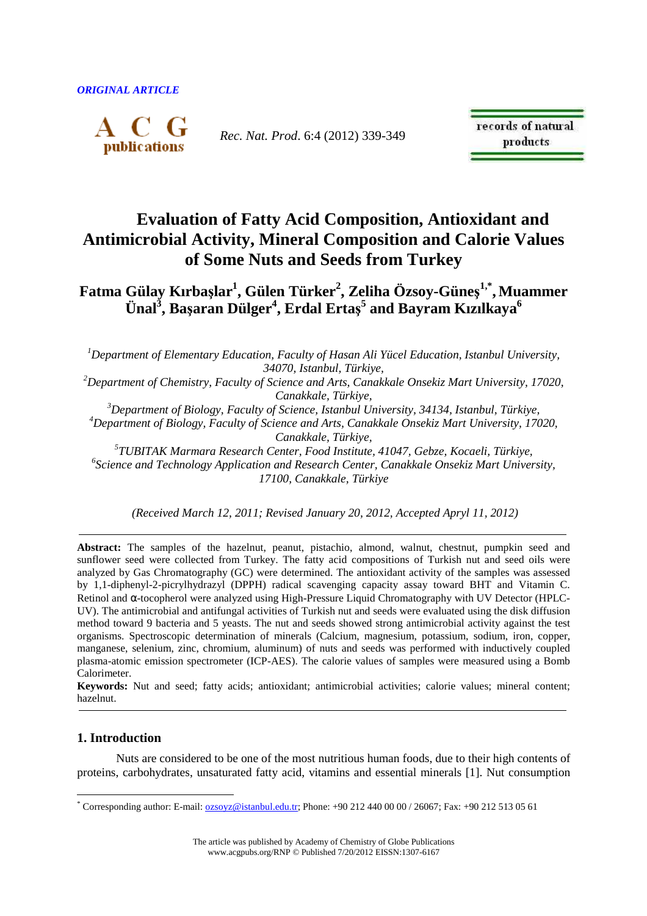*ORIGINAL ARTICLE*

*Rec. Nat. Prod*. 6:4 (2012) 339-349

# Evaluation of Fatty Acid Composition, Antioxidant and Antimicrobial Activity, Mineral Composition and Calorie Values of Some Nuts and Seeds from Turkey

**Fatma Gülay Kırbaşlar[1], Gülen Türker[2], Zeliha Özsoy-Güneş[1,*], Muammer Ünal[3], Başaran Dülger[4], Erdal Ertaş[5] and Bayram Kızılkaya[6]**

*[1]Department of Elementary Education, Faculty of Hasan Ali Yücel Education, Istanbul University, 34070, Istanbul, Türkiye,*
*[2]Department of Chemistry, Faculty of Science and Arts, Canakkale Onsekiz Mart University, 17020, Canakkale, Türkiye,*
*[3]Department of Biology, Faculty of Science, Istanbul University, 34134, Istanbul, Türkiye,*
*[4]Department of Biology, Faculty of Science and Arts, Canakkale Onsekiz Mart University, 17020, Canakkale, Türkiye,*
*[5]TUBITAK Marmara Research Center, Food Institute, 41047, Gebze, Kocaeli, Türkiye,*
*[6]Science and Technology Application and Research Center, Canakkale Onsekiz Mart University, 17100, Canakkale, Türkiye*

*(Received March 12, 2011; Revised January 20, 2012, Accepted Apryl 11, 2012)*

---

**Abstract:** The samples of the hazelnut, peanut, pistachio, almond, walnut, chestnut, pumpkin seed and sunflower seed were collected from Turkey. The fatty acid compositions of Turkish nut and seed oils were analyzed by Gas Chromatography (GC) were determined. The antioxidant activity of the samples was assessed by 1,1-diphenyl-2-picrylhydrazyl (DPPH) radical scavenging capacity assay toward BHT and Vitamin C. Retinol and α-tocopherol were analyzed using High-Pressure Liquid Chromatography with UV Detector (HPLC-UV). The antimicrobial and antifungal activities of Turkish nut and seeds were evaluated using the disk diffusion method toward 9 bacteria and 5 yeasts. The nut and seeds showed strong antimicrobial activity against the test organisms. Spectroscopic determination of minerals (Calcium, magnesium, potassium, sodium, iron, copper, manganese, selenium, zinc, chromium, aluminum) of nuts and seeds was performed with inductively coupled plasma-atomic emission spectrometer (ICP-AES). The calorie values of samples were measured using a Bomb Calorimeter.

**Keywords:** Nut and seed; fatty acids; antioxidant; antimicrobial activities; calorie values; mineral content; hazelnut.

---

## 1. Introduction

Nuts are considered to be one of the most nutritious human foods, due to their high contents of proteins, carbohydrates, unsaturated fatty acid, vitamins and essential minerals [1]. Nut consumption

---

[*] Corresponding author: E-mail: ozsoyz@istanbul.edu.tr; Phone: +90 212 440 00 00 / 26067; Fax: +90 212 513 05 61

The article was published by Academy of Chemistry of Globe Publications
www.acgpubs.org/RNP © Published 7/20/2012 EISSN:1307-6167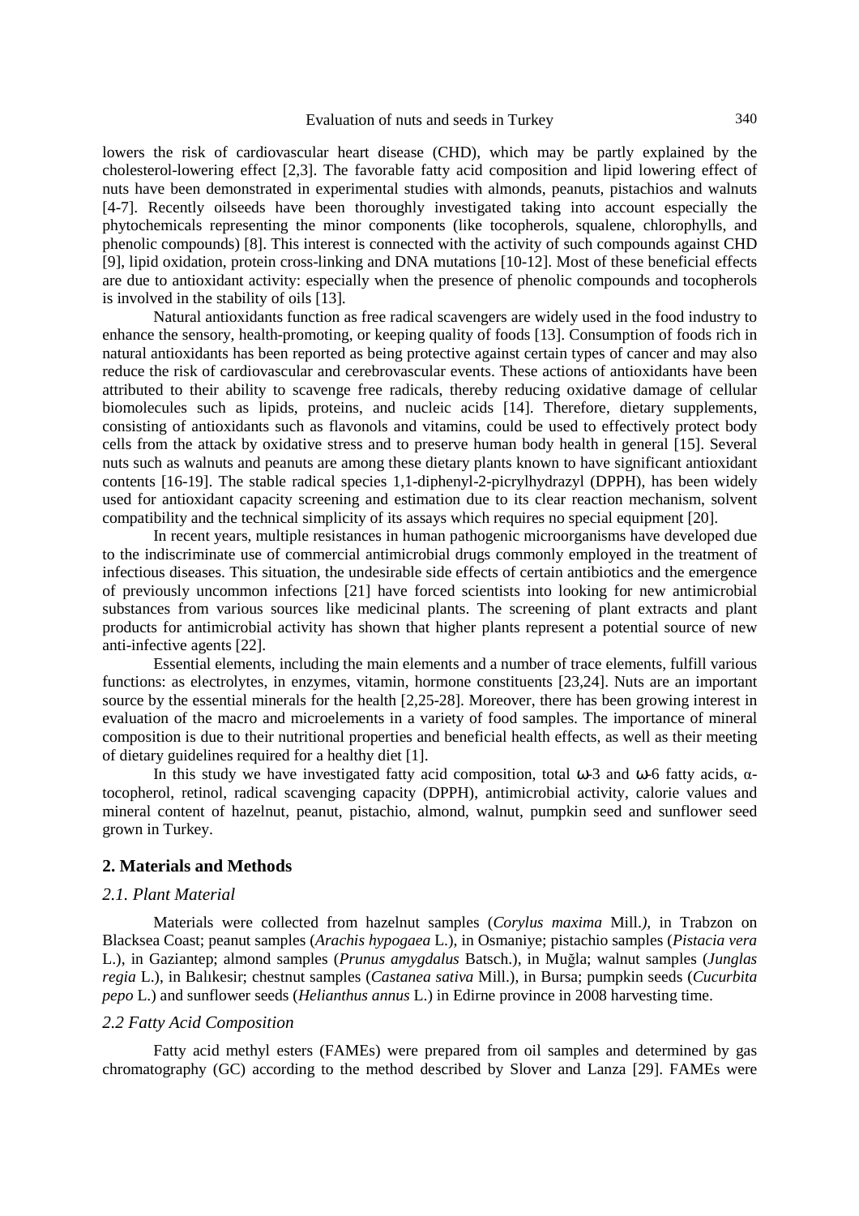lowers the risk of cardiovascular heart disease (CHD), which may be partly explained by the cholesterol-lowering effect [2,3]. The favorable fatty acid composition and lipid lowering effect of nuts have been demonstrated in experimental studies with almonds, peanuts, pistachios and walnuts [4-7]. Recently oilseeds have been thoroughly investigated taking into account especially the phytochemicals representing the minor components (like tocopherols, squalene, chlorophylls, and phenolic compounds) [8]. This interest is connected with the activity of such compounds against CHD [9], lipid oxidation, protein cross-linking and DNA mutations [10-12]. Most of these beneficial effects are due to antioxidant activity: especially when the presence of phenolic compounds and tocopherols is involved in the stability of oils [13].

Natural antioxidants function as free radical scavengers are widely used in the food industry to enhance the sensory, health-promoting, or keeping quality of foods [13]. Consumption of foods rich in natural antioxidants has been reported as being protective against certain types of cancer and may also reduce the risk of cardiovascular and cerebrovascular events. These actions of antioxidants have been attributed to their ability to scavenge free radicals, thereby reducing oxidative damage of cellular biomolecules such as lipids, proteins, and nucleic acids [14]. Therefore, dietary supplements, consisting of antioxidants such as flavonols and vitamins, could be used to effectively protect body cells from the attack by oxidative stress and to preserve human body health in general [15]. Several nuts such as walnuts and peanuts are among these dietary plants known to have significant antioxidant contents [16-19]. The stable radical species 1,1-diphenyl-2-picrylhydrazyl (DPPH), has been widely used for antioxidant capacity screening and estimation due to its clear reaction mechanism, solvent compatibility and the technical simplicity of its assays which requires no special equipment [20].

In recent years, multiple resistances in human pathogenic microorganisms have developed due to the indiscriminate use of commercial antimicrobial drugs commonly employed in the treatment of infectious diseases. This situation, the undesirable side effects of certain antibiotics and the emergence of previously uncommon infections [21] have forced scientists into looking for new antimicrobial substances from various sources like medicinal plants. The screening of plant extracts and plant products for antimicrobial activity has shown that higher plants represent a potential source of new anti-infective agents [22].

Essential elements, including the main elements and a number of trace elements, fulfill various functions: as electrolytes, in enzymes, vitamin, hormone constituents [23,24]. Nuts are an important source by the essential minerals for the health [2,25-28]. Moreover, there has been growing interest in evaluation of the macro and microelements in a variety of food samples. The importance of mineral composition is due to their nutritional properties and beneficial health effects, as well as their meeting of dietary guidelines required for a healthy diet [1].

In this study we have investigated fatty acid composition, total ω-3 and ω-6 fatty acids, α-tocopherol, retinol, radical scavenging capacity (DPPH), antimicrobial activity, calorie values and mineral content of hazelnut, peanut, pistachio, almond, walnut, pumpkin seed and sunflower seed grown in Turkey.

## 2. Materials and Methods

### *2.1. Plant Material*

Materials were collected from hazelnut samples (*Corylus maxima* Mill.*),* in Trabzon on Blacksea Coast; peanut samples (*Arachis hypogaea* L.), in Osmaniye; pistachio samples (*Pistacia vera* L.), in Gaziantep; almond samples (*Prunus amygdalus* Batsch.), in Muğla; walnut samples (*Junglas regia* L.), in Balıkesir; chestnut samples (*Castanea sativa* Mill.), in Bursa; pumpkin seeds (*Cucurbita pepo* L.) and sunflower seeds (*Helianthus annus* L.) in Edirne province in 2008 harvesting time.

### *2.2 Fatty Acid Composition*

Fatty acid methyl esters (FAMEs) were prepared from oil samples and determined by gas chromatography (GC) according to the method described by Slover and Lanza [29]. FAMEs were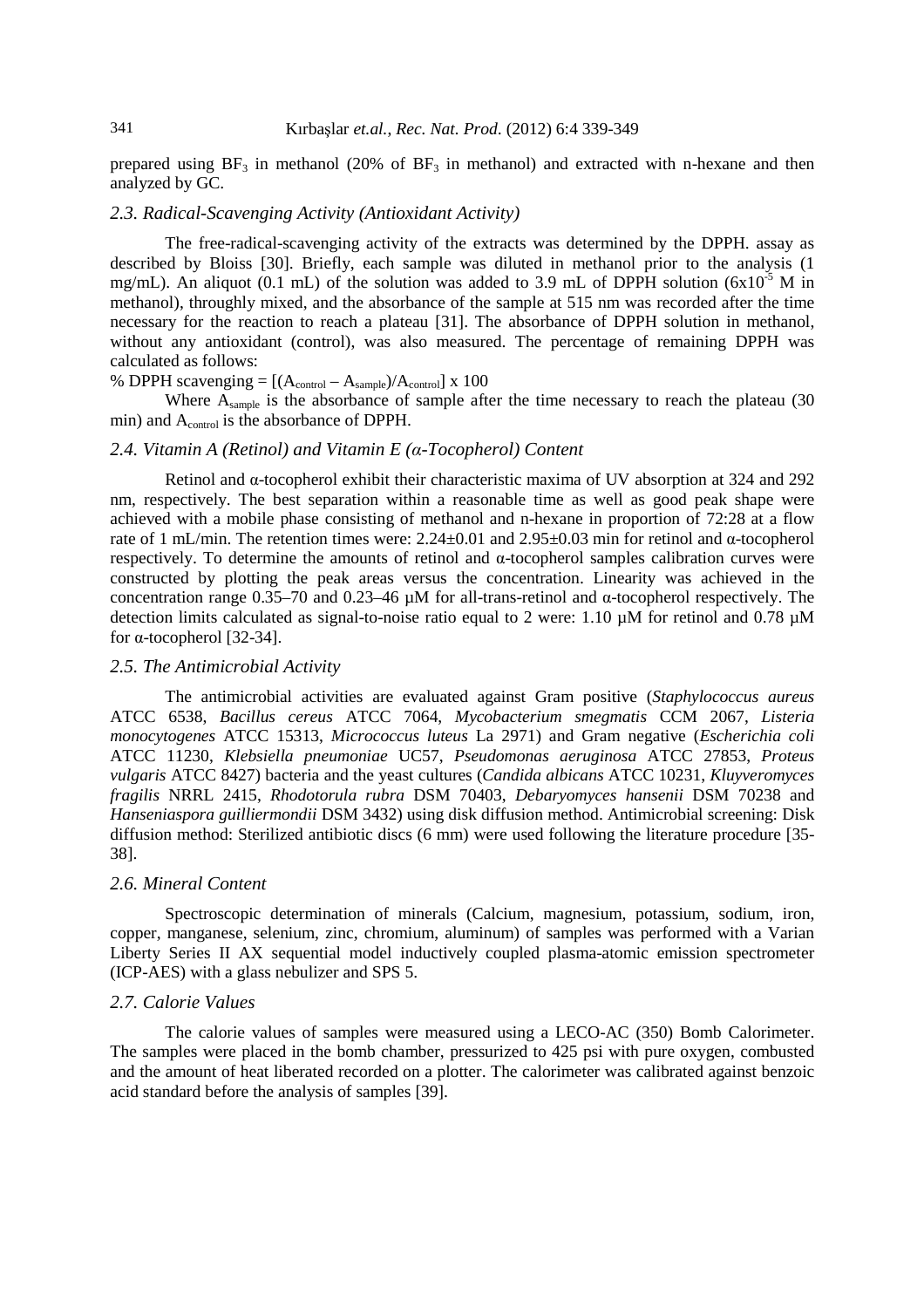prepared using $BF_3$ in methanol (20% of $BF_3$ in methanol) and extracted with n-hexane and then analyzed by GC.

### *2.3. Radical-Scavenging Activity (Antioxidant Activity)*

The free-radical-scavenging activity of the extracts was determined by the DPPH. assay as described by Bloiss [30]. Briefly, each sample was diluted in methanol prior to the analysis (1 mg/mL). An aliquot (0.1 mL) of the solution was added to 3.9 mL of DPPH solution ($6x10^{-5}$ M in methanol), throughly mixed, and the absorbance of the sample at 515 nm was recorded after the time necessary for the reaction to reach a plateau [31]. The absorbance of DPPH solution in methanol, without any antioxidant (control), was also measured. The percentage of remaining DPPH was calculated as follows:

% DPPH scavenging = $[(A_{control} – A_{sample})/A_{control}] \times 100$

Where $A_{sample}$ is the absorbance of sample after the time necessary to reach the plateau (30 min) and $A_{control}$ is the absorbance of DPPH.

### *2.4. Vitamin A (Retinol) and Vitamin E (α-Tocopherol) Content*

Retinol and α-tocopherol exhibit their characteristic maxima of UV absorption at 324 and 292 nm, respectively. The best separation within a reasonable time as well as good peak shape were achieved with a mobile phase consisting of methanol and n-hexane in proportion of 72:28 at a flow rate of 1 mL/min. The retention times were: 2.24±0.01 and 2.95±0.03 min for retinol and α-tocopherol respectively. To determine the amounts of retinol and α-tocopherol samples calibration curves were constructed by plotting the peak areas versus the concentration. Linearity was achieved in the concentration range 0.35–70 and 0.23–46 µM for all-trans-retinol and α-tocopherol respectively. The detection limits calculated as signal-to-noise ratio equal to 2 were: 1.10 µM for retinol and 0.78 µM for α-tocopherol [32-34].

### *2.5. The Antimicrobial Activity*

The antimicrobial activities are evaluated against Gram positive (*Staphylococcus aureus* ATCC 6538, *Bacillus cereus* ATCC 7064, *Mycobacterium smegmatis* CCM 2067, *Listeria monocytogenes* ATCC 15313, *Micrococcus luteus* La 2971) and Gram negative (*Escherichia coli* ATCC 11230, *Klebsiella pneumoniae* UC57, *Pseudomonas aeruginosa* ATCC 27853, *Proteus vulgaris* ATCC 8427) bacteria and the yeast cultures (*Candida albicans* ATCC 10231, *Kluyveromyces fragilis* NRRL 2415, *Rhodotorula rubra* DSM 70403, *Debaryomyces hansenii* DSM 70238 and *Hanseniaspora guilliermondii* DSM 3432) using disk diffusion method. Antimicrobial screening: Disk diffusion method: Sterilized antibiotic discs (6 mm) were used following the literature procedure [35-38].

### *2.6. Mineral Content*

Spectroscopic determination of minerals (Calcium, magnesium, potassium, sodium, iron, copper, manganese, selenium, zinc, chromium, aluminum) of samples was performed with a Varian Liberty Series II AX sequential model inductively coupled plasma-atomic emission spectrometer (ICP-AES) with a glass nebulizer and SPS 5.

### *2.7. Calorie Values*

The calorie values of samples were measured using a LECO-AC (350) Bomb Calorimeter. The samples were placed in the bomb chamber, pressurized to 425 psi with pure oxygen, combusted and the amount of heat liberated recorded on a plotter. The calorimeter was calibrated against benzoic acid standard before the analysis of samples [39].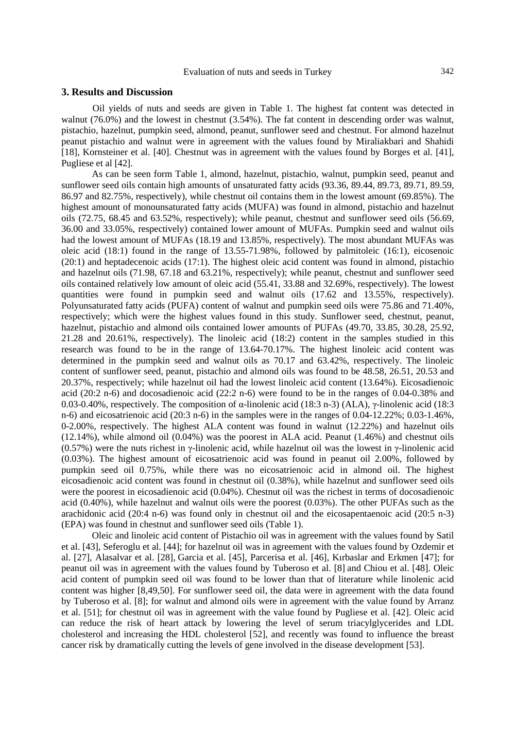## 3. Results and Discussion

Oil yields of nuts and seeds are given in Table 1. The highest fat content was detected in walnut (76.0%) and the lowest in chestnut (3.54%). The fat content in descending order was walnut, pistachio, hazelnut, pumpkin seed, almond, peanut, sunflower seed and chestnut. For almond hazelnut peanut pistachio and walnut were in agreement with the values found by Miraliakbari and Shahidi [18], Kornsteiner et al. [40]. Chestnut was in agreement with the values found by Borges et al. [41], Pugliese et al [42].

As can be seen form Table 1, almond, hazelnut, pistachio, walnut, pumpkin seed, peanut and sunflower seed oils contain high amounts of unsaturated fatty acids (93.36, 89.44, 89.73, 89.71, 89.59, 86.97 and 82.75%, respectively), while chestnut oil contains them in the lowest amount (69.85%). The highest amount of monounsaturated fatty acids (MUFA) was found in almond, pistachio and hazelnut oils (72.75, 68.45 and 63.52%, respectively); while peanut, chestnut and sunflower seed oils (56.69, 36.00 and 33.05%, respectively) contained lower amount of MUFAs. Pumpkin seed and walnut oils had the lowest amount of MUFAs (18.19 and 13.85%, respectively). The most abundant MUFAs was oleic acid (18:1) found in the range of 13.55-71.98%, followed by palmitoleic (16:1), eicosenoic (20:1) and heptadecenoic acids (17:1). The highest oleic acid content was found in almond, pistachio and hazelnut oils (71.98, 67.18 and 63.21%, respectively); while peanut, chestnut and sunflower seed oils contained relatively low amount of oleic acid (55.41, 33.88 and 32.69%, respectively). The lowest quantities were found in pumpkin seed and walnut oils (17.62 and 13.55%, respectively). Polyunsaturated fatty acids (PUFA) content of walnut and pumpkin seed oils were 75.86 and 71.40%, respectively; which were the highest values found in this study. Sunflower seed, chestnut, peanut, hazelnut, pistachio and almond oils contained lower amounts of PUFAs (49.70, 33.85, 30.28, 25.92, 21.28 and 20.61%, respectively). The linoleic acid (18:2) content in the samples studied in this research was found to be in the range of 13.64-70.17%. The highest linoleic acid content was determined in the pumpkin seed and walnut oils as 70.17 and 63.42%, respectively. The linoleic content of sunflower seed, peanut, pistachio and almond oils was found to be 48.58, 26.51, 20.53 and 20.37%, respectively; while hazelnut oil had the lowest linoleic acid content (13.64%). Eicosadienoic acid (20:2 n-6) and docosadienoic acid (22:2 n-6) were found to be in the ranges of 0.04-0.38% and 0.03-0.40%, respectively. The composition of α-linolenic acid (18:3 n-3) (ALA), γ-linolenic acid (18:3 n-6) and eicosatrienoic acid (20:3 n-6) in the samples were in the ranges of 0.04-12.22%; 0.03-1.46%, 0-2.00%, respectively. The highest ALA content was found in walnut (12.22%) and hazelnut oils (12.14%), while almond oil (0.04%) was the poorest in ALA acid. Peanut (1.46%) and chestnut oils (0.57%) were the nuts richest in γ-linolenic acid, while hazelnut oil was the lowest in γ-linolenic acid (0.03%). The highest amount of eicosatrienoic acid was found in peanut oil 2.00%, followed by pumpkin seed oil 0.75%, while there was no eicosatrienoic acid in almond oil. The highest eicosadienoic acid content was found in chestnut oil (0.38%), while hazelnut and sunflower seed oils were the poorest in eicosadienoic acid (0.04%). Chestnut oil was the richest in terms of docosadienoic acid (0.40%), while hazelnut and walnut oils were the poorest (0.03%). The other PUFAs such as the arachidonic acid (20:4 n-6) was found only in chestnut oil and the eicosapentaenoic acid (20:5 n-3) (EPA) was found in chestnut and sunflower seed oils (Table 1).

Oleic and linoleic acid content of Pistachio oil was in agreement with the values found by Satil et al. [43], Seferoglu et al. [44]; for hazelnut oil was in agreement with the values found by Ozdemir et al. [27], Alasalvar et al. [28], Garcia et al. [45], Parcerisa et al. [46], Kırbaslar and Erkmen [47]; for peanut oil was in agreement with the values found by Tuberoso et al. [8] and Chiou et al. [48]. Oleic acid content of pumpkin seed oil was found to be lower than that of literature while linolenic acid content was higher [8,49,50]. For sunflower seed oil, the data were in agreement with the data found by Tuberoso et al. [8]; for walnut and almond oils were in agreement with the value found by Arranz et al. [51]; for chestnut oil was in agreement with the value found by Pugliese et al. [42]. Oleic acid can reduce the risk of heart attack by lowering the level of serum triacylglycerides and LDL cholesterol and increasing the HDL cholesterol [52], and recently was found to influence the breast cancer risk by dramatically cutting the levels of gene involved in the disease development [53].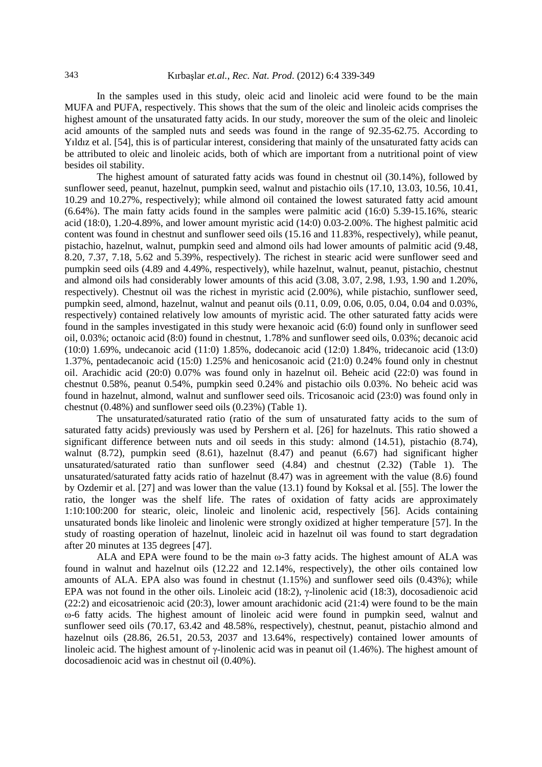In the samples used in this study, oleic acid and linoleic acid were found to be the main MUFA and PUFA, respectively. This shows that the sum of the oleic and linoleic acids comprises the highest amount of the unsaturated fatty acids. In our study, moreover the sum of the oleic and linoleic acid amounts of the sampled nuts and seeds was found in the range of 92.35-62.75. According to Yıldız et al. [54], this is of particular interest, considering that mainly of the unsaturated fatty acids can be attributed to oleic and linoleic acids, both of which are important from a nutritional point of view besides oil stability.

The highest amount of saturated fatty acids was found in chestnut oil (30.14%), followed by sunflower seed, peanut, hazelnut, pumpkin seed, walnut and pistachio oils (17.10, 13.03, 10.56, 10.41, 10.29 and 10.27%, respectively); while almond oil contained the lowest saturated fatty acid amount (6.64%). The main fatty acids found in the samples were palmitic acid (16:0) 5.39-15.16%, stearic acid (18:0), 1.20-4.89%, and lower amount myristic acid (14:0) 0.03-2.00%. The highest palmitic acid content was found in chestnut and sunflower seed oils (15.16 and 11.83%, respectively), while peanut, pistachio, hazelnut, walnut, pumpkin seed and almond oils had lower amounts of palmitic acid (9.48, 8.20, 7.37, 7.18, 5.62 and 5.39%, respectively). The richest in stearic acid were sunflower seed and pumpkin seed oils (4.89 and 4.49%, respectively), while hazelnut, walnut, peanut, pistachio, chestnut and almond oils had considerably lower amounts of this acid (3.08, 3.07, 2.98, 1.93, 1.90 and 1.20%, respectively). Chestnut oil was the richest in myristic acid (2.00%), while pistachio, sunflower seed, pumpkin seed, almond, hazelnut, walnut and peanut oils (0.11, 0.09, 0.06, 0.05, 0.04, 0.04 and 0.03%, respectively) contained relatively low amounts of myristic acid. The other saturated fatty acids were found in the samples investigated in this study were hexanoic acid (6:0) found only in sunflower seed oil, 0.03%; octanoic acid (8:0) found in chestnut, 1.78% and sunflower seed oils, 0.03%; decanoic acid (10:0) 1.69%, undecanoic acid (11:0) 1.85%, dodecanoic acid (12:0) 1.84%, tridecanoic acid (13:0) 1.37%, pentadecanoic acid (15:0) 1.25% and henicosanoic acid (21:0) 0.24% found only in chestnut oil. Arachidic acid (20:0) 0.07% was found only in hazelnut oil. Beheic acid (22:0) was found in chestnut 0.58%, peanut 0.54%, pumpkin seed 0.24% and pistachio oils 0.03%. No beheic acid was found in hazelnut, almond, walnut and sunflower seed oils. Tricosanoic acid (23:0) was found only in chestnut (0.48%) and sunflower seed oils (0.23%) (Table 1).

The unsaturated/saturated ratio (ratio of the sum of unsaturated fatty acids to the sum of saturated fatty acids) previously was used by Pershern et al. [26] for hazelnuts. This ratio showed a significant difference between nuts and oil seeds in this study: almond (14.51), pistachio (8.74), walnut (8.72), pumpkin seed (8.61), hazelnut (8.47) and peanut (6.67) had significant higher unsaturated/saturated ratio than sunflower seed (4.84) and chestnut (2.32) (Table 1). The unsaturated/saturated fatty acids ratio of hazelnut (8.47) was in agreement with the value (8.6) found by Ozdemir et al. [27] and was lower than the value (13.1) found by Koksal et al. [55]. The lower the ratio, the longer was the shelf life. The rates of oxidation of fatty acids are approximately 1:10:100:200 for stearic, oleic, linoleic and linolenic acid, respectively [56]. Acids containing unsaturated bonds like linoleic and linolenic were strongly oxidized at higher temperature [57]. In the study of roasting operation of hazelnut, linoleic acid in hazelnut oil was found to start degradation after 20 minutes at 135 degrees [47].

ALA and EPA were found to be the main ω-3 fatty acids. The highest amount of ALA was found in walnut and hazelnut oils (12.22 and 12.14%, respectively), the other oils contained low amounts of ALA. EPA also was found in chestnut (1.15%) and sunflower seed oils (0.43%); while EPA was not found in the other oils. Linoleic acid (18:2), γ-linolenic acid (18:3), docosadienoic acid (22:2) and eicosatrienoic acid (20:3), lower amount arachidonic acid (21:4) were found to be the main ω-6 fatty acids. The highest amount of linoleic acid were found in pumpkin seed, walnut and sunflower seed oils (70.17, 63.42 and 48.58%, respectively), chestnut, peanut, pistachio almond and hazelnut oils (28.86, 26.51, 20.53, 2037 and 13.64%, respectively) contained lower amounts of linoleic acid. The highest amount of γ-linolenic acid was in peanut oil (1.46%). The highest amount of docosadienoic acid was in chestnut oil (0.40%).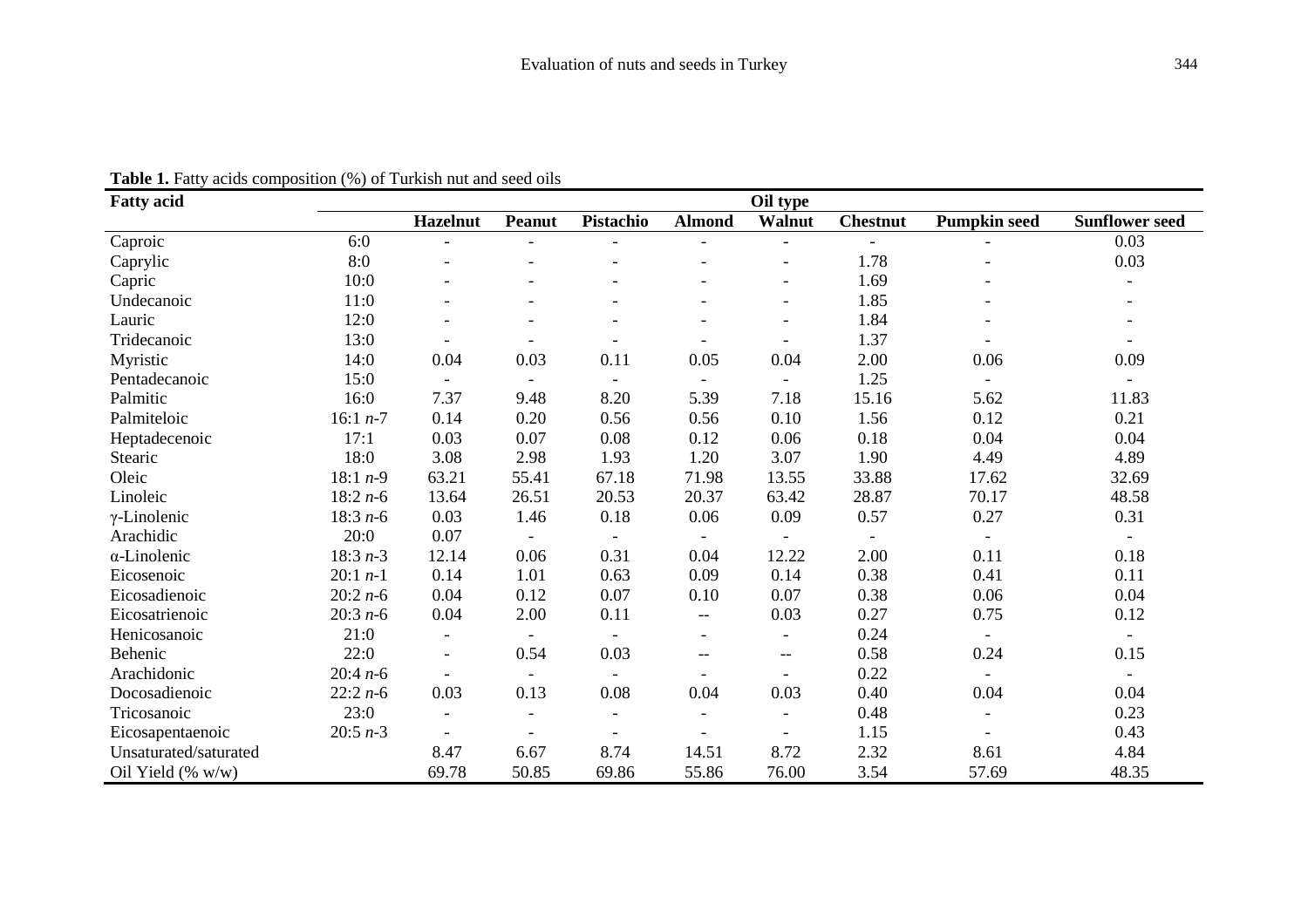**Table 1.** Fatty acids composition (%) of Turkish nut and seed oils

| Fatty acid | | Oil type | | | | | | | |
|---|---|---|---|---|---|---|---|---|---|
| | | Hazelnut | Peanut | Pistachio | Almond | Walnut | Chestnut | Pumpkin seed | Sunflower seed |
| Caproic | 6:0 | - | - | - | - | - | - | - | 0.03 |
| Caprylic | 8:0 | - | - | - | - | - | 1.78 | - | 0.03 |
| Capric | 10:0 | - | - | - | - | - | 1.69 | - | - |
| Undecanoic | 11:0 | - | - | - | - | - | 1.85 | - | - |
| Lauric | 12:0 | - | - | - | - | - | 1.84 | - | - |
| Tridecanoic | 13:0 | - | - | - | - | - | 1.37 | - | - |
| Myristic | 14:0 | 0.04 | 0.03 | 0.11 | 0.05 | 0.04 | 2.00 | 0.06 | 0.09 |
| Pentadecanoic | 15:0 | - | - | - | - | - | 1.25 | - | - |
| Palmitic | 16:0 | 7.37 | 9.48 | 8.20 | 5.39 | 7.18 | 15.16 | 5.62 | 11.83 |
| Palmiteloic | 16:1 *n*-7 | 0.14 | 0.20 | 0.56 | 0.56 | 0.10 | 1.56 | 0.12 | 0.21 |
| Heptadecenoic | 17:1 | 0.03 | 0.07 | 0.08 | 0.12 | 0.06 | 0.18 | 0.04 | 0.04 |
| Stearic | 18:0 | 3.08 | 2.98 | 1.93 | 1.20 | 3.07 | 1.90 | 4.49 | 4.89 |
| Oleic | 18:1 *n*-9 | 63.21 | 55.41 | 67.18 | 71.98 | 13.55 | 33.88 | 17.62 | 32.69 |
| Linoleic | 18:2 *n*-6 | 13.64 | 26.51 | 20.53 | 20.37 | 63.42 | 28.87 | 70.17 | 48.58 |
| γ-Linolenic | 18:3 *n*-6 | 0.03 | 1.46 | 0.18 | 0.06 | 0.09 | 0.57 | 0.27 | 0.31 |
| Arachidic | 20:0 | 0.07 | - | - | - | - | - | - | - |
| α-Linolenic | 18:3 *n*-3 | 12.14 | 0.06 | 0.31 | 0.04 | 12.22 | 2.00 | 0.11 | 0.18 |
| Eicosenoic | 20:1 *n*-1 | 0.14 | 1.01 | 0.63 | 0.09 | 0.14 | 0.38 | 0.41 | 0.11 |
| Eicosadienoic | 20:2 *n*-6 | 0.04 | 0.12 | 0.07 | 0.10 | 0.07 | 0.38 | 0.06 | 0.04 |
| Eicosatrienoic | 20:3 *n*-6 | 0.04 | 2.00 | 0.11 | -- | 0.03 | 0.27 | 0.75 | 0.12 |
| Henicosanoic | 21:0 | - | - | - | - | - | 0.24 | - | - |
| Behenic | 22:0 | - | 0.54 | 0.03 | -- | -- | 0.58 | 0.24 | 0.15 |
| Arachidonic | 20:4 *n*-6 | - | - | - | - | - | 0.22 | - | - |
| Docosadienoic | 22:2 *n*-6 | 0.03 | 0.13 | 0.08 | 0.04 | 0.03 | 0.40 | 0.04 | 0.04 |
| Tricosanoic | 23:0 | - | - | - | - | - | 0.48 | - | 0.23 |
| Eicosapentaenoic | 20:5 *n*-3 | - | - | - | - | - | 1.15 | - | 0.43 |
| Unsaturated/saturated | | 8.47 | 6.67 | 8.74 | 14.51 | 8.72 | 2.32 | 8.61 | 4.84 |
| Oil Yield (% w/w) | | 69.78 | 50.85 | 69.86 | 55.86 | 76.00 | 3.54 | 57.69 | 48.35 |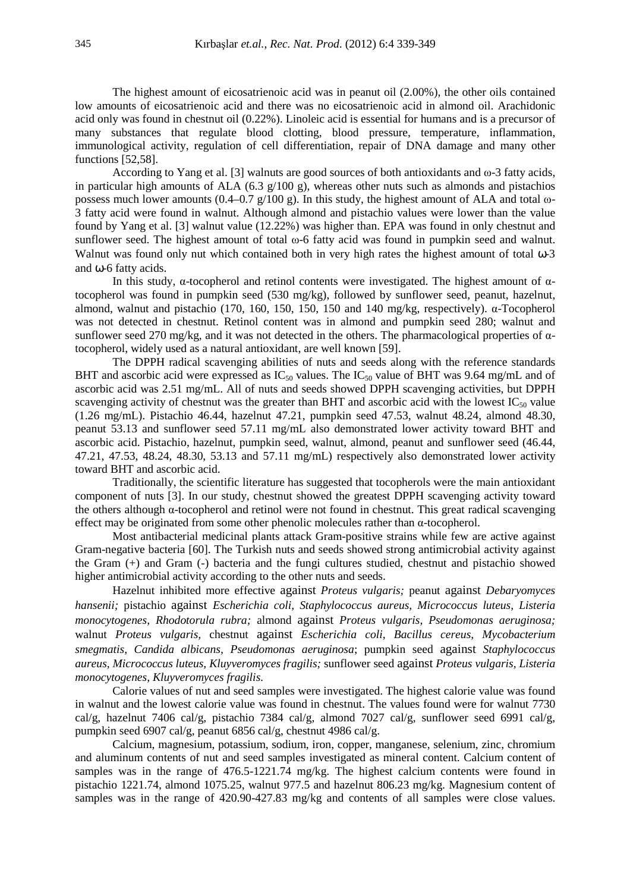The highest amount of eicosatrienoic acid was in peanut oil (2.00%), the other oils contained low amounts of eicosatrienoic acid and there was no eicosatrienoic acid in almond oil. Arachidonic acid only was found in chestnut oil (0.22%). Linoleic acid is essential for humans and is a precursor of many substances that regulate blood clotting, blood pressure, temperature, inflammation, immunological activity, regulation of cell differentiation, repair of DNA damage and many other functions [52,58].

According to Yang et al. [3] walnuts are good sources of both antioxidants and ω-3 fatty acids, in particular high amounts of ALA (6.3 g/100 g), whereas other nuts such as almonds and pistachios possess much lower amounts (0.4–0.7 g/100 g). In this study, the highest amount of ALA and total ω-3 fatty acid were found in walnut. Although almond and pistachio values were lower than the value found by Yang et al. [3] walnut value (12.22%) was higher than. EPA was found in only chestnut and sunflower seed. The highest amount of total ω-6 fatty acid was found in pumpkin seed and walnut. Walnut was found only nut which contained both in very high rates the highest amount of total ω-3 and ω-6 fatty acids.

In this study, α-tocopherol and retinol contents were investigated. The highest amount of α-tocopherol was found in pumpkin seed (530 mg/kg), followed by sunflower seed, peanut, hazelnut, almond, walnut and pistachio (170, 160, 150, 150, 150 and 140 mg/kg, respectively). α-Tocopherol was not detected in chestnut. Retinol content was in almond and pumpkin seed 280; walnut and sunflower seed 270 mg/kg, and it was not detected in the others. The pharmacological properties of α-tocopherol, widely used as a natural antioxidant, are well known [59].

The DPPH radical scavenging abilities of nuts and seeds along with the reference standards BHT and ascorbic acid were expressed as $IC_{50}$ values. The $IC_{50}$ value of BHT was 9.64 mg/mL and of ascorbic acid was 2.51 mg/mL. All of nuts and seeds showed DPPH scavenging activities, but DPPH scavenging activity of chestnut was the greater than BHT and ascorbic acid with the lowest $IC_{50}$ value (1.26 mg/mL). Pistachio 46.44, hazelnut 47.21, pumpkin seed 47.53, walnut 48.24, almond 48.30, peanut 53.13 and sunflower seed 57.11 mg/mL also demonstrated lower activity toward BHT and ascorbic acid. Pistachio, hazelnut, pumpkin seed, walnut, almond, peanut and sunflower seed (46.44, 47.21, 47.53, 48.24, 48.30, 53.13 and 57.11 mg/mL) respectively also demonstrated lower activity toward BHT and ascorbic acid.

Traditionally, the scientific literature has suggested that tocopherols were the main antioxidant component of nuts [3]. In our study, chestnut showed the greatest DPPH scavenging activity toward the others although α-tocopherol and retinol were not found in chestnut. This great radical scavenging effect may be originated from some other phenolic molecules rather than α-tocopherol.

Most antibacterial medicinal plants attack Gram-positive strains while few are active against Gram-negative bacteria [60]. The Turkish nuts and seeds showed strong antimicrobial activity against the Gram (+) and Gram (-) bacteria and the fungi cultures studied, chestnut and pistachio showed higher antimicrobial activity according to the other nuts and seeds.

Hazelnut inhibited more effective against *Proteus vulgaris;* peanut against *Debaryomyces hansenii;* pistachio against *Escherichia coli, Staphylococcus aureus, Micrococcus luteus, Listeria monocytogenes, Rhodotorula rubra;* almond against *Proteus vulgaris, Pseudomonas aeruginosa;* walnut *Proteus vulgaris,* chestnut against *Escherichia coli, Bacillus cereus, Mycobacterium smegmatis, Candida albicans, Pseudomonas aeruginosa*; pumpkin seed against *Staphylococcus aureus, Micrococcus luteus, Kluyveromyces fragilis;* sunflower seed against *Proteus vulgaris, Listeria monocytogenes, Kluyveromyces fragilis.*

Calorie values of nut and seed samples were investigated. The highest calorie value was found in walnut and the lowest calorie value was found in chestnut. The values found were for walnut 7730 cal/g, hazelnut 7406 cal/g, pistachio 7384 cal/g, almond 7027 cal/g, sunflower seed 6991 cal/g, pumpkin seed 6907 cal/g, peanut 6856 cal/g, chestnut 4986 cal/g.

Calcium, magnesium, potassium, sodium, iron, copper, manganese, selenium, zinc, chromium and aluminum contents of nut and seed samples investigated as mineral content. Calcium content of samples was in the range of 476.5-1221.74 mg/kg. The highest calcium contents were found in pistachio 1221.74, almond 1075.25, walnut 977.5 and hazelnut 806.23 mg/kg. Magnesium content of samples was in the range of 420.90-427.83 mg/kg and contents of all samples were close values.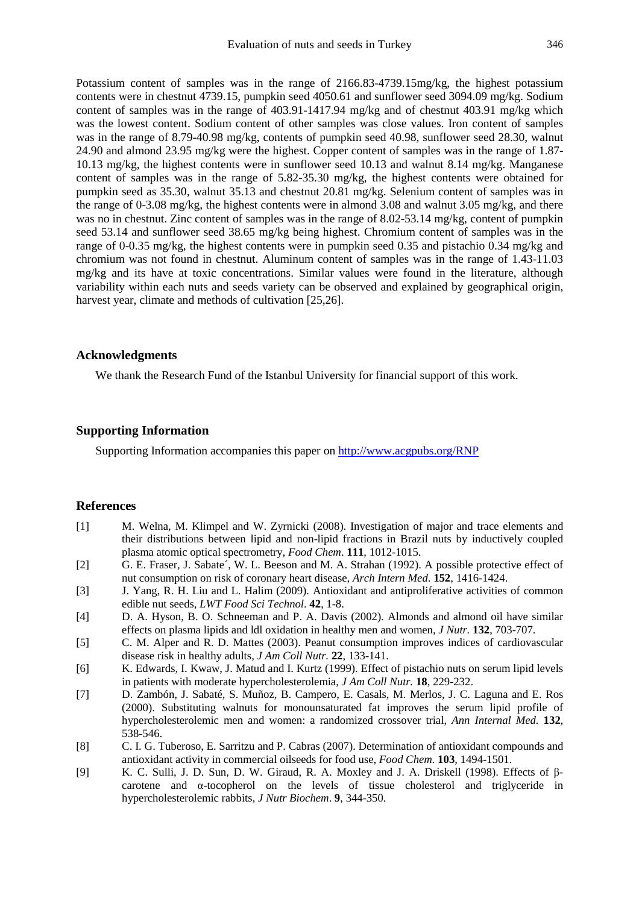Potassium content of samples was in the range of 2166.83-4739.15mg/kg, the highest potassium contents were in chestnut 4739.15, pumpkin seed 4050.61 and sunflower seed 3094.09 mg/kg. Sodium content of samples was in the range of 403.91-1417.94 mg/kg and of chestnut 403.91 mg/kg which was the lowest content. Sodium content of other samples was close values. Iron content of samples was in the range of 8.79-40.98 mg/kg, contents of pumpkin seed 40.98, sunflower seed 28.30, walnut 24.90 and almond 23.95 mg/kg were the highest. Copper content of samples was in the range of 1.87-10.13 mg/kg, the highest contents were in sunflower seed 10.13 and walnut 8.14 mg/kg. Manganese content of samples was in the range of 5.82-35.30 mg/kg, the highest contents were obtained for pumpkin seed as 35.30, walnut 35.13 and chestnut 20.81 mg/kg. Selenium content of samples was in the range of 0-3.08 mg/kg, the highest contents were in almond 3.08 and walnut 3.05 mg/kg, and there was no in chestnut. Zinc content of samples was in the range of 8.02-53.14 mg/kg, content of pumpkin seed 53.14 and sunflower seed 38.65 mg/kg being highest. Chromium content of samples was in the range of 0-0.35 mg/kg, the highest contents were in pumpkin seed 0.35 and pistachio 0.34 mg/kg and chromium was not found in chestnut. Aluminum content of samples was in the range of 1.43-11.03 mg/kg and its have at toxic concentrations. Similar values were found in the literature, although variability within each nuts and seeds variety can be observed and explained by geographical origin, harvest year, climate and methods of cultivation [25,26].

## Acknowledgments

We thank the Research Fund of the Istanbul University for financial support of this work.

## Supporting Information

Supporting Information accompanies this paper on http://www.acgpubs.org/RNP

## References

[1] M. Welna, M. Klimpel and W. Zyrnicki (2008). Investigation of major and trace elements and their distributions between lipid and non-lipid fractions in Brazil nuts by inductively coupled plasma atomic optical spectrometry, *Food Chem*. **111**, 1012-1015.

[2] G. E. Fraser, J. Sabate´, W. L. Beeson and M. A. Strahan (1992). A possible protective effect of nut consumption on risk of coronary heart disease, *Arch Intern Med*. **152**, 1416-1424.

[3] J. Yang, R. H. Liu and L. Halim (2009). Antioxidant and antiproliferative activities of common edible nut seeds, *LWT Food Sci Technol*. **42**, 1-8.

[4] D. A. Hyson, B. O. Schneeman and P. A. Davis (2002). Almonds and almond oil have similar effects on plasma lipids and ldl oxidation in healthy men and women, *J Nutr.* **132**, 703-707.

[5] C. M. Alper and R. D. Mattes (2003). Peanut consumption improves indices of cardiovascular disease risk in healthy adults, *J Am Coll Nutr.* **22**, 133-141.

[6] K. Edwards, I. Kwaw, J. Matud and I. Kurtz (1999). Effect of pistachio nuts on serum lipid levels in patients with moderate hypercholesterolemia, *J Am Coll Nutr.* **18**, 229-232.

[7] D. Zambón, J. Sabaté, S. Muñoz, B. Campero, E. Casals, M. Merlos, J. C. Laguna and E. Ros (2000). Substituting walnuts for monounsaturated fat improves the serum lipid profile of hypercholesterolemic men and women: a randomized crossover trial, *Ann Internal Med.* **132**, 538-546.

[8] C. I. G. Tuberoso, E. Sarritzu and P. Cabras (2007). Determination of antioxidant compounds and antioxidant activity in commercial oilseeds for food use, *Food Chem.* **103**, 1494-1501.

[9] K. C. Sulli, J. D. Sun, D. W. Giraud, R. A. Moxley and J. A. Driskell (1998). Effects of β-carotene and α-tocopherol on the levels of tissue cholesterol and triglyceride in hypercholesterolemic rabbits, *J Nutr Biochem*. **9**, 344-350.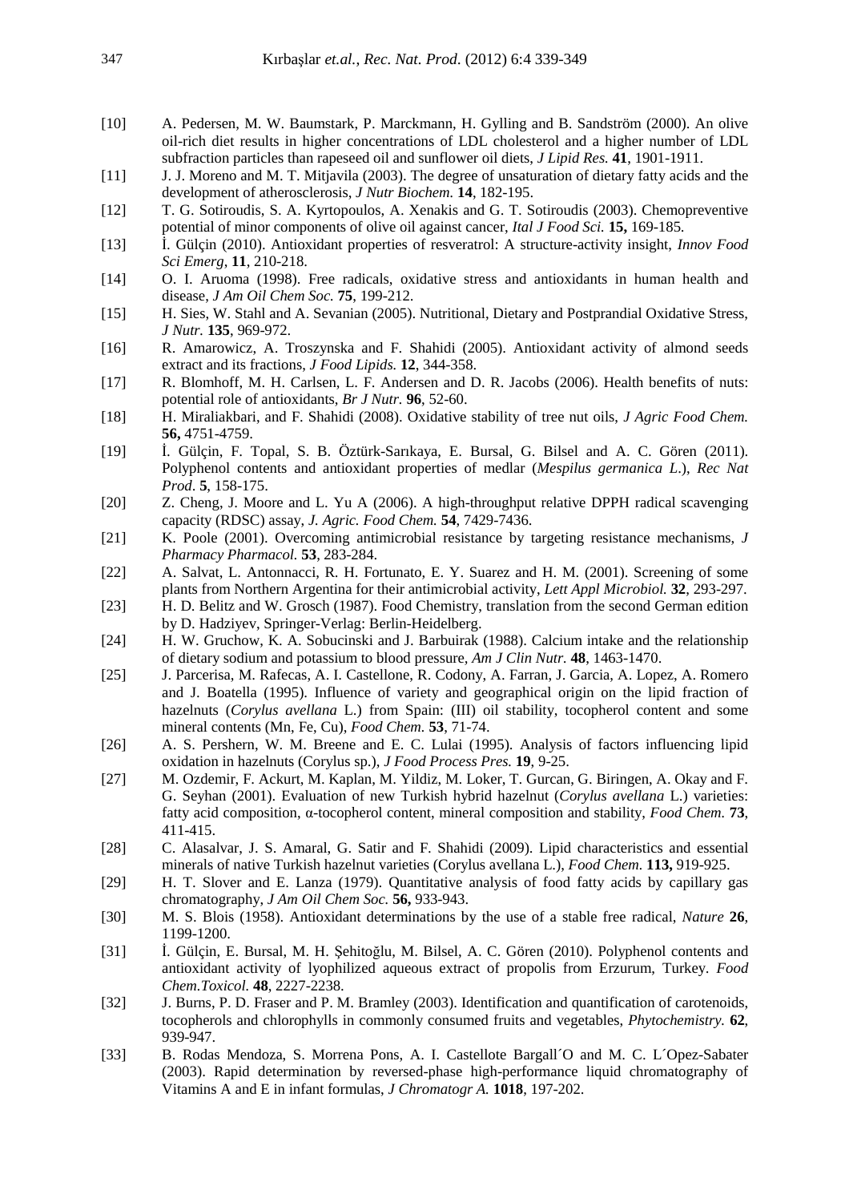[10] A. Pedersen, M. W. Baumstark, P. Marckmann, H. Gylling and B. Sandström (2000). An olive oil-rich diet results in higher concentrations of LDL cholesterol and a higher number of LDL subfraction particles than rapeseed oil and sunflower oil diets, *J Lipid Res.* **41**, 1901-1911.

[11] J. J. Moreno and M. T. Mitjavila (2003). The degree of unsaturation of dietary fatty acids and the development of atherosclerosis, *J Nutr Biochem.* **14**, 182-195.

[12] T. G. Sotiroudis, S. A. Kyrtopoulos, A. Xenakis and G. T. Sotiroudis (2003). Chemopreventive potential of minor components of olive oil against cancer, *Ital J Food Sci.* **15,** 169-185.

[13] İ. Gülçin (2010). Antioxidant properties of resveratrol: A structure-activity insight, *Innov Food Sci Emerg*, **11**, 210-218.

[14] O. I. Aruoma (1998). Free radicals, oxidative stress and antioxidants in human health and disease, *J Am Oil Chem Soc.* **75**, 199-212.

[15] H. Sies, W. Stahl and A. Sevanian (2005). Nutritional, Dietary and Postprandial Oxidative Stress, *J Nutr.* **135**, 969-972.

[16] R. Amarowicz, A. Troszynska and F. Shahidi (2005). Antioxidant activity of almond seeds extract and its fractions, *J Food Lipids.* **12**, 344-358.

[17] R. Blomhoff, M. H. Carlsen, L. F. Andersen and D. R. Jacobs (2006). Health benefits of nuts: potential role of antioxidants, *Br J Nutr.* **96**, 52-60.

[18] H. Miraliakbari, and F. Shahidi (2008). Oxidative stability of tree nut oils, *J Agric Food Chem.* **56,** 4751-4759.

[19] İ. Gülçin, F. Topal, S. B. Öztürk-Sarıkaya, E. Bursal, G. Bilsel and A. C. Gören (2011). Polyphenol contents and antioxidant properties of medlar (*Mespilus germanica L.*), *Rec Nat Prod*. **5**, 158-175.

[20] Z. Cheng, J. Moore and L. Yu A (2006). A high-throughput relative DPPH radical scavenging capacity (RDSC) assay, *J. Agric. Food Chem.* **54**, 7429-7436.

[21] K. Poole (2001). Overcoming antimicrobial resistance by targeting resistance mechanisms, *J Pharmacy Pharmacol.* **53**, 283-284.

[22] A. Salvat, L. Antonnacci, R. H. Fortunato, E. Y. Suarez and H. M. (2001). Screening of some plants from Northern Argentina for their antimicrobial activity, *Lett Appl Microbiol.* **32**, 293-297.

[23] H. D. Belitz and W. Grosch (1987). Food Chemistry, translation from the second German edition by D. Hadziyev, Springer-Verlag: Berlin-Heidelberg.

[24] H. W. Gruchow, K. A. Sobucinski and J. Barbuirak (1988). Calcium intake and the relationship of dietary sodium and potassium to blood pressure, *Am J Clin Nutr.* **48**, 1463-1470.

[25] J. Parcerisa, M. Rafecas, A. I. Castellone, R. Codony, A. Farran, J. Garcia, A. Lopez, A. Romero and J. Boatella (1995). Influence of variety and geographical origin on the lipid fraction of hazelnuts (*Corylus avellana* L.) from Spain: (III) oil stability, tocopherol content and some mineral contents (Mn, Fe, Cu), *Food Chem.* **53**, 71-74.

[26] A. S. Pershern, W. M. Breene and E. C. Lulai (1995). Analysis of factors influencing lipid oxidation in hazelnuts (Corylus sp.), *J Food Process Pres.* **19**, 9-25.

[27] M. Ozdemir, F. Ackurt, M. Kaplan, M. Yildiz, M. Loker, T. Gurcan, G. Biringen, A. Okay and F. G. Seyhan (2001). Evaluation of new Turkish hybrid hazelnut (*Corylus avellana* L.) varieties: fatty acid composition, α-tocopherol content, mineral composition and stability, *Food Chem.* **73**, 411-415.

[28] C. Alasalvar, J. S. Amaral, G. Satir and F. Shahidi (2009). Lipid characteristics and essential minerals of native Turkish hazelnut varieties (Corylus avellana L.), *Food Chem*. **113,** 919-925.

[29] H. T. Slover and E. Lanza (1979). Quantitative analysis of food fatty acids by capillary gas chromatography, *J Am Oil Chem Soc.* **56,** 933-943.

[30] M. S. Blois (1958). Antioxidant determinations by the use of a stable free radical, *Nature* **26**, 1199-1200.

[31] İ. Gülçin, E. Bursal, M. H. Şehitoğlu, M. Bilsel, A. C. Gören (2010). Polyphenol contents and antioxidant activity of lyophilized aqueous extract of propolis from Erzurum, Turkey. *Food Chem.Toxicol.* **48**, 2227-2238.

[32] J. Burns, P. D. Fraser and P. M. Bramley (2003). Identification and quantification of carotenoids, tocopherols and chlorophylls in commonly consumed fruits and vegetables, *Phytochemistry.* **62**, 939-947.

[33] B. Rodas Mendoza, S. Morrena Pons, A. I. Castellote Bargall´O and M. C. L´Opez-Sabater (2003). Rapid determination by reversed-phase high-performance liquid chromatography of Vitamins A and E in infant formulas, *J Chromatogr A.* **1018**, 197-202.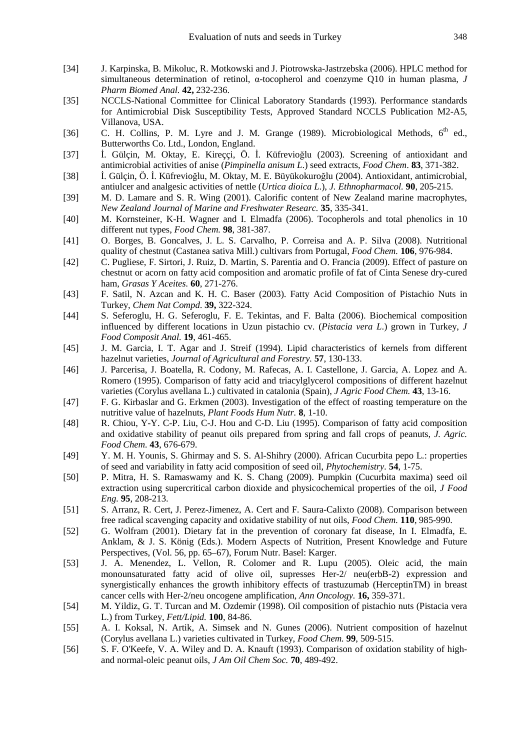[34] J. Karpinska, B. Mikoluc, R. Motkowski and J. Piotrowska-Jastrzebska (2006). HPLC method for simultaneous determination of retinol, α-tocopherol and coenzyme Q10 in human plasma, *J Pharm Biomed Anal.* **42,** 232-236.

[35] NCCLS-National Committee for Clinical Laboratory Standards (1993). Performance standards for Antimicrobial Disk Susceptibility Tests, Approved Standard NCCLS Publication M2-A5, Villanova, USA.

[36] C. H. Collins, P. M. Lyre and J. M. Grange (1989). Microbiological Methods, 6th ed., Butterworths Co. Ltd., London, England.

[37] İ. Gülçin, M. Oktay, E. Kireççi, Ö. İ. Küfrevioğlu (2003). Screening of antioxidant and antimicrobial activities of anise (*Pimpinella anisum L.*) seed extracts, *Food Chem*. **83**, 371-382.

[38] İ. Gülçin, Ö. İ. Küfrevioğlu, M. Oktay, M. E. Büyükokuroğlu (2004). Antioxidant, antimicrobial, antiulcer and analgesic activities of nettle (*Urtica dioica L.*), *J. Ethnopharmacol.* **90**, 205-215.

[39] M. D. Lamare and S. R. Wing (2001). Calorific content of New Zealand marine macrophytes, *New Zealand Journal of Marine and Freshwater Researc.* **35**, 335-341.

[40] M. Kornsteiner, K-H. Wagner and I. Elmadfa (2006). Tocopherols and total phenolics in 10 different nut types, *Food Chem.* **98**, 381-387.

[41] O. Borges, B. Goncalves, J. L. S. Carvalho, P. Correisa and A. P. Silva (2008). Nutritional quality of chestnut (Castanea sativa Mill.) cultivars from Portugal, *Food Chem.* **106**, 976-984.

[42] C. Pugliese, F. Sirtori, J. Ruiz, D. Martin, S. Parentia and O. Francia (2009). Effect of pasture on chestnut or acorn on fatty acid composition and aromatic profile of fat of Cinta Senese dry-cured ham, *Grasas Y Aceites.* **60**, 271-276.

[43] F. Satil, N. Azcan and K. H. C. Baser (2003). Fatty Acid Composition of Pistachio Nuts in Turkey, *Chem Nat Compd.* **39,** 322-324.

[44] S. Seferoglu, H. G. Seferoglu, F. E. Tekintas, and F. Balta (2006). Biochemical composition influenced by different locations in Uzun pistachio cv. (*Pistacia vera L.*) grown in Turkey, *J Food Composit Anal.* **19**, 461-465.

[45] J. M. Garcia, I. T. Agar and J. Streif (1994). Lipid characteristics of kernels from different hazelnut varieties, *Journal of Agricultural and Forestry.* **57**, 130-133.

[46] J. Parcerisa, J. Boatella, R. Codony, M. Rafecas, A. I. Castellone, J. Garcia, A. Lopez and A. Romero (1995). Comparison of fatty acid and triacylglycerol compositions of different hazelnut varieties (Corylus avellana L.) cultivated in catalonia (Spain), *J Agric Food Chem.* **43**, 13-16.

[47] F. G. Kirbaslar and G. Erkmen (2003). Investigation of the effect of roasting temperature on the nutritive value of hazelnuts, *Plant Foods Hum Nutr.* **8**, 1-10.

[48] R. Chiou, Y-Y. C-P. Liu, C-J. Hou and C-D. Liu (1995). Comparison of fatty acid composition and oxidative stability of peanut oils prepared from spring and fall crops of peanuts, *J. Agric. Food Chem*. **43**, 676-679.

[49] Y. M. H. Younis, S. Ghirmay and S. S. Al-Shihry (2000). African Cucurbita pepo L.: properties of seed and variability in fatty acid composition of seed oil, *Phytochemistry*. **54**, 1-75.

[50] P. Mitra, H. S. Ramaswamy and K. S. Chang (2009). Pumpkin (Cucurbita maxima) seed oil extraction using supercritical carbon dioxide and physicochemical properties of the oil, *J Food Eng.* **95**, 208-213.

[51] S. Arranz, R. Cert, J. Perez-Jimenez, A. Cert and F. Saura-Calixto (2008). Comparison between free radical scavenging capacity and oxidative stability of nut oils, *Food Chem.* **110**, 985-990.

[52] G. Wolfram (2001). Dietary fat in the prevention of coronary fat disease, In I. Elmadfa, E. Anklam, & J. S. König (Eds.). Modern Aspects of Nutrition, Present Knowledge and Future Perspectives, (Vol. 56, pp. 65–67), Forum Nutr. Basel: Karger.

[53] J. A. Menendez, L. Vellon, R. Colomer and R. Lupu (2005). Oleic acid, the main monounsaturated fatty acid of olive oil, supresses Her-2/ neu(erbB-2) expression and synergistically enhances the growth inhibitory effects of trastuzumab (HerceptinTM) in breast cancer cells with Her-2/neu oncogene amplification, *Ann Oncology.* **16,** 359-371.

[54] M. Yildiz, G. T. Turcan and M. Ozdemir (1998). Oil composition of pistachio nuts (Pistacia vera L.) from Turkey, *Fett/Lipid.* **100**, 84-86.

[55] A. I. Koksal, N. Artik, A. Simsek and N. Gunes (2006). Nutrient composition of hazelnut (Corylus avellana L.) varieties cultivated in Turkey, *Food Chem.* **99**, 509-515.

[56] S. F. O'Keefe, V. A. Wiley and D. A. Knauft (1993). Comparison of oxidation stability of high- and normal-oleic peanut oils, *J Am Oil Chem Soc.* **70**, 489-492.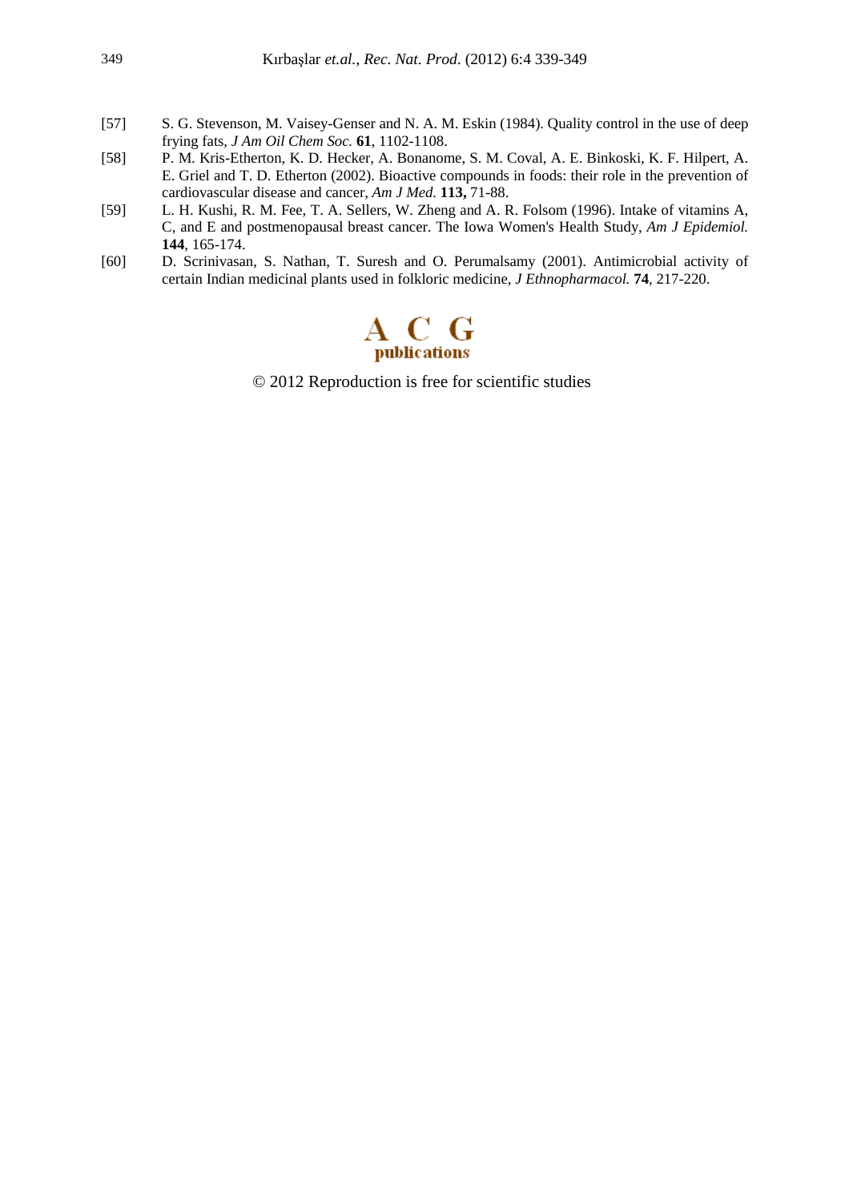[57] S. G. Stevenson, M. Vaisey-Genser and N. A. M. Eskin (1984). Quality control in the use of deep frying fats, *J Am Oil Chem Soc.* **61**, 1102-1108.

[58] P. M. Kris-Etherton, K. D. Hecker, A. Bonanome, S. M. Coval, A. E. Binkoski, K. F. Hilpert, A. E. Griel and T. D. Etherton (2002). Bioactive compounds in foods: their role in the prevention of cardiovascular disease and cancer, *Am J Med.* **113,** 71-88.

[59] L. H. Kushi, R. M. Fee, T. A. Sellers, W. Zheng and A. R. Folsom (1996). Intake of vitamins A, C, and E and postmenopausal breast cancer. The Iowa Women's Health Study, *Am J Epidemiol.* **144**, 165-174.

[60] D. Scrinivasan, S. Nathan, T. Suresh and O. Perumalsamy (2001). Antimicrobial activity of certain Indian medicinal plants used in folkloric medicine, *J Ethnopharmacol.* **74**, 217-220.

A C G
publications

© 2012 Reproduction is free for scientific studies